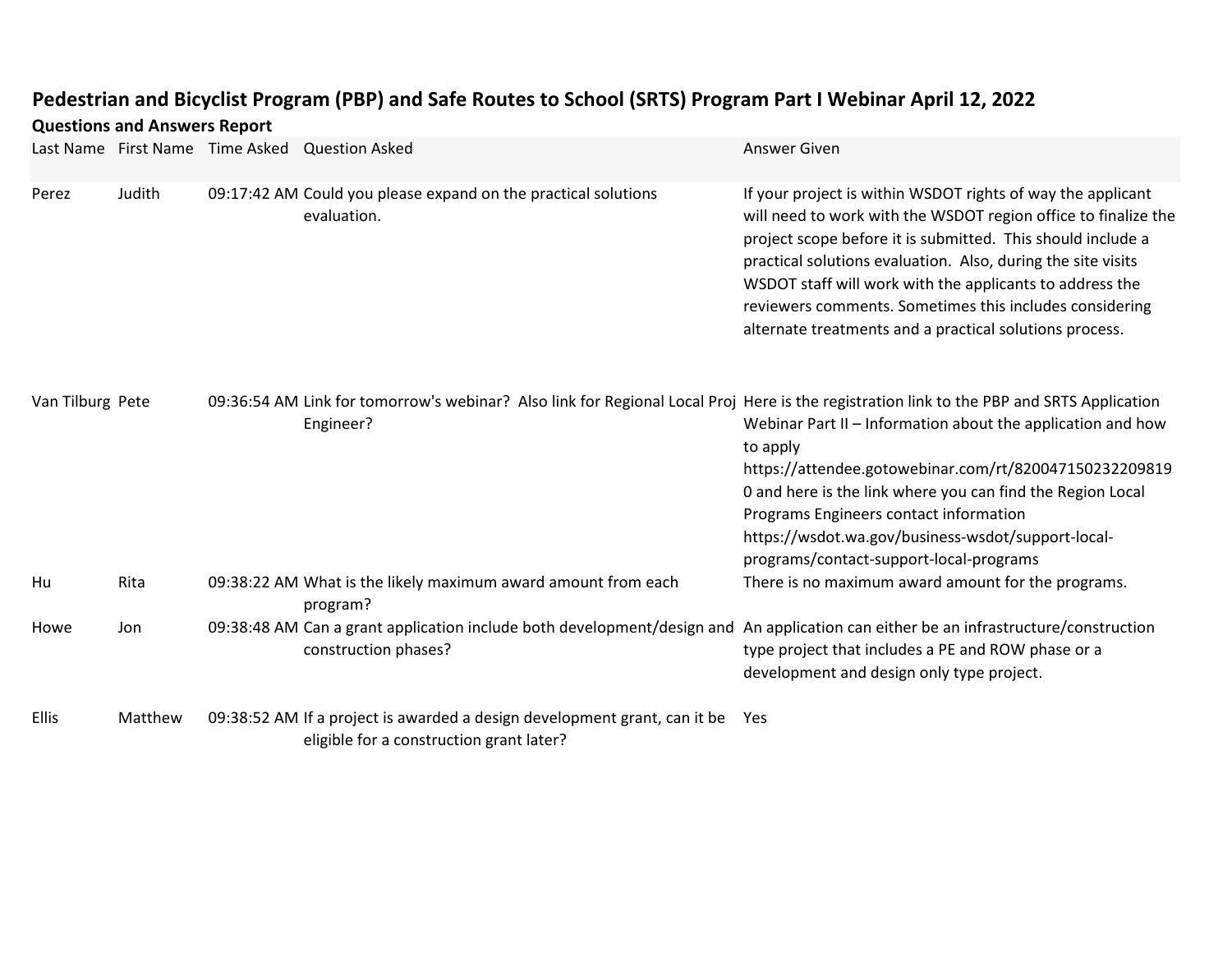# Pedestrian and Bicyclist Program (PBP) and Safe Routes to School (SRTS) Program Part I Webinar April 12, 2022

## Questions and Answers Report

| Last Name | First Name | Time Asked | Question Asked | Answer Given |
|---|---|---|---|---|
| Perez | Judith | 09:17:42 AM | Could you please expand on the practical solutions evaluation. | If your project is within WSDOT rights of way the applicant will need to work with the WSDOT region office to finalize the project scope before it is submitted. This should include a practical solutions evaluation. Also, during the site visits WSDOT staff will work with the applicants to address the reviewers comments. Sometimes this includes considering alternate treatments and a practical solutions process. |
| Van Tilburg | Pete | 09:36:54 AM | Link for tomorrow's webinar? Also link for Regional Local Proj Engineer? | Here is the registration link to the PBP and SRTS Application Webinar Part II – Information about the application and how to apply https://attendee.gotowebinar.com/rt/8200471502322098190 and here is the link where you can find the Region Local Programs Engineers contact information https://wsdot.wa.gov/business-wsdot/support-local-programs/contact-support-local-programs |
| Hu | Rita | 09:38:22 AM | What is the likely maximum award amount from each program? | There is no maximum award amount for the programs. |
| Howe | Jon | 09:38:48 AM | Can a grant application include both development/design and construction phases? | An application can either be an infrastructure/construction type project that includes a PE and ROW phase or a development and design only type project. |
| Ellis | Matthew | 09:38:52 AM | If a project is awarded a design development grant, can it be eligible for a construction grant later? | Yes |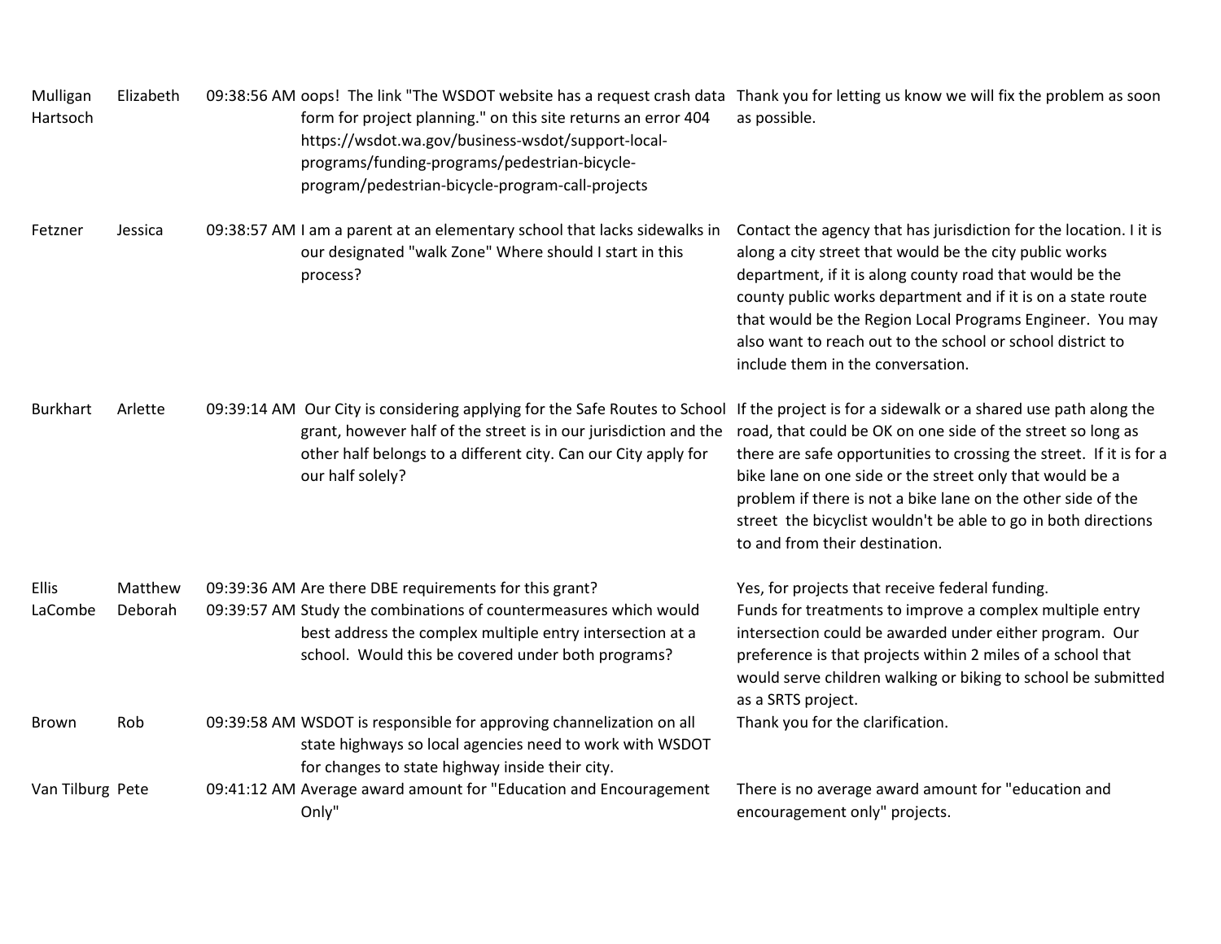| Mulligan Hartsoch | Elizabeth | 09:38:56 AM | oops! The link "The WSDOT website has a request crash data form for project planning." on this site returns an error 404 https://wsdot.wa.gov/business-wsdot/support-local-programs/funding-programs/pedestrian-bicycle-program/pedestrian-bicycle-program-call-projects | Thank you for letting us know we will fix the problem as soon as possible. |
|---|---|---|---|---|
| Fetzner | Jessica | 09:38:57 AM | I am a parent at an elementary school that lacks sidewalks in our designated "walk Zone" Where should I start in this process? | Contact the agency that has jurisdiction for the location. I it is along a city street that would be the city public works department, if it is along county road that would be the county public works department and if it is on a state route that would be the Region Local Programs Engineer. You may also want to reach out to the school or school district to include them in the conversation. |
| Burkhart | Arlette | 09:39:14 AM | Our City is considering applying for the Safe Routes to School grant, however half of the street is in our jurisdiction and the other half belongs to a different city. Can our City apply for our half solely? | If the project is for a sidewalk or a shared use path along the road, that could be OK on one side of the street so long as there are safe opportunities to crossing the street. If it is for a bike lane on one side or the street only that would be a problem if there is not a bike lane on the other side of the street the bicyclist wouldn't be able to go in both directions to and from their destination. |
| Ellis | Matthew | 09:39:36 AM | Are there DBE requirements for this grant? | Yes, for projects that receive federal funding. |
| LaCombe | Deborah | 09:39:57 AM | Study the combinations of countermeasures which would best address the complex multiple entry intersection at a school. Would this be covered under both programs? | Funds for treatments to improve a complex multiple entry intersection could be awarded under either program. Our preference is that projects within 2 miles of a school that would serve children walking or biking to school be submitted as a SRTS project. |
| Brown | Rob | 09:39:58 AM | WSDOT is responsible for approving channelization on all state highways so local agencies need to work with WSDOT for changes to state highway inside their city. | Thank you for the clarification. |
| Van Tilburg | Pete | 09:41:12 AM | Average award amount for "Education and Encouragement Only" | There is no average award amount for "education and encouragement only" projects. |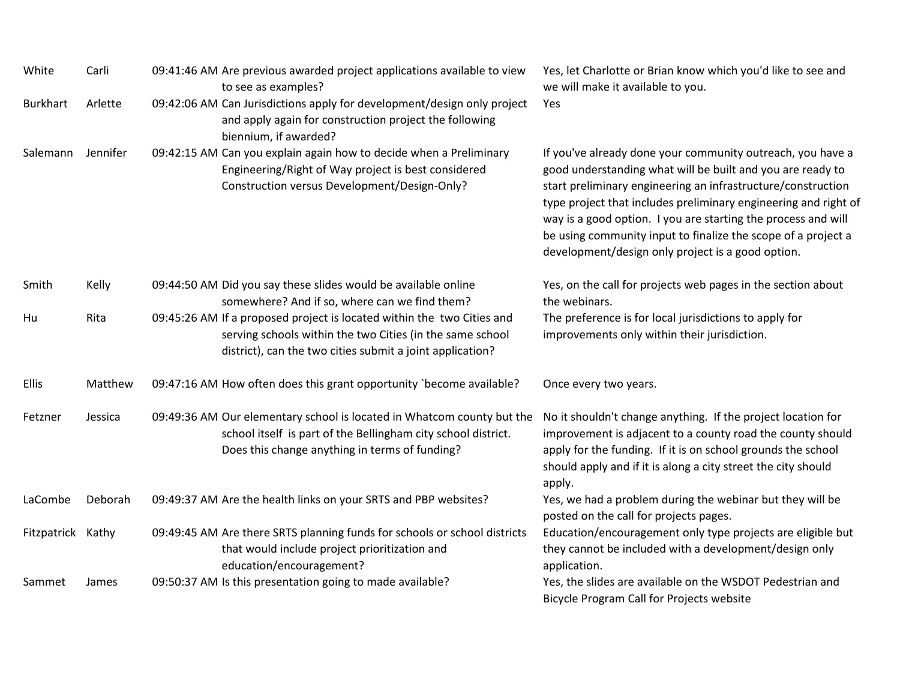| | | | | |
|---|---|---|---|---|
| White | Carli | 09:41:46 AM | Are previous awarded project applications available to view to see as examples? | Yes, let Charlotte or Brian know which you'd like to see and we will make it available to you. |
| Burkhart | Arlette | 09:42:06 AM | Can Jurisdictions apply for development/design only project and apply again for construction project the following biennium, if awarded? | Yes |
| Salemann | Jennifer | 09:42:15 AM | Can you explain again how to decide when a Preliminary Engineering/Right of Way project is best considered Construction versus Development/Design-Only? | If you've already done your community outreach, you have a good understanding what will be built and you are ready to start preliminary engineering an infrastructure/construction type project that includes preliminary engineering and right of way is a good option. I you are starting the process and will be using community input to finalize the scope of a project a development/design only project is a good option. |
| Smith | Kelly | 09:44:50 AM | Did you say these slides would be available online somewhere? And if so, where can we find them? | Yes, on the call for projects web pages in the section about the webinars. |
| Hu | Rita | 09:45:26 AM | If a proposed project is located within the two Cities and serving schools within the two Cities (in the same school district), can the two cities submit a joint application? | The preference is for local jurisdictions to apply for improvements only within their jurisdiction. |
| Ellis | Matthew | 09:47:16 AM | How often does this grant opportunity `become available? | Once every two years. |
| Fetzner | Jessica | 09:49:36 AM | Our elementary school is located in Whatcom county but the school itself is part of the Bellingham city school district. Does this change anything in terms of funding? | No it shouldn't change anything. If the project location for improvement is adjacent to a county road the county should apply for the funding. If it is on school grounds the school should apply and if it is along a city street the city should apply. |
| LaCombe | Deborah | 09:49:37 AM | Are the health links on your SRTS and PBP websites? | Yes, we had a problem during the webinar but they will be posted on the call for projects pages. |
| Fitzpatrick | Kathy | 09:49:45 AM | Are there SRTS planning funds for schools or school districts that would include project prioritization and education/encouragement? | Education/encouragement only type projects are eligible but they cannot be included with a development/design only application. |
| Sammet | James | 09:50:37 AM | Is this presentation going to made available? | Yes, the slides are available on the WSDOT Pedestrian and Bicycle Program Call for Projects website |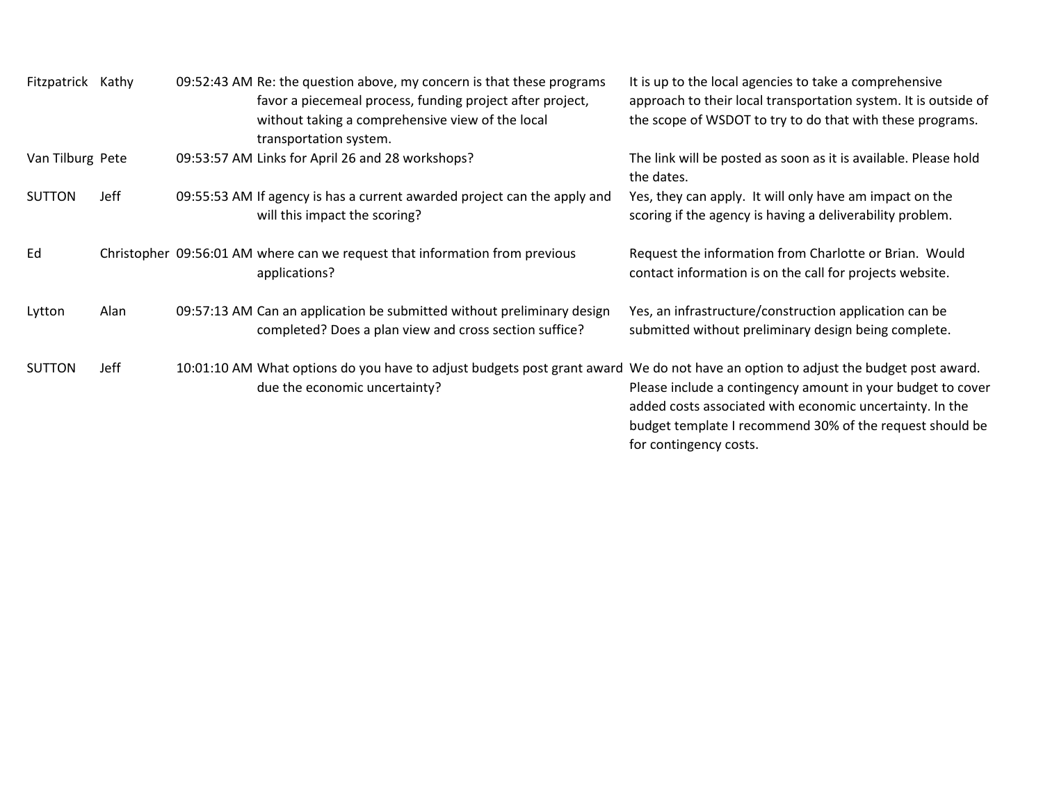| | | | | |
|---|---|---|---|---|
| Fitzpatrick | Kathy | 09:52:43 AM | Re: the question above, my concern is that these programs favor a piecemeal process, funding project after project, without taking a comprehensive view of the local transportation system. | It is up to the local agencies to take a comprehensive approach to their local transportation system. It is outside of the scope of WSDOT to try to do that with these programs. |
| Van Tilburg | Pete | 09:53:57 AM | Links for April 26 and 28 workshops? | The link will be posted as soon as it is available. Please hold the dates. |
| SUTTON | Jeff | 09:55:53 AM | If agency is has a current awarded project can the apply and will this impact the scoring? | Yes, they can apply. It will only have am impact on the scoring if the agency is having a deliverability problem. |
| Ed | Christopher | 09:56:01 AM | where can we request that information from previous applications? | Request the information from Charlotte or Brian. Would contact information is on the call for projects website. |
| Lytton | Alan | 09:57:13 AM | Can an application be submitted without preliminary design completed? Does a plan view and cross section suffice? | Yes, an infrastructure/construction application can be submitted without preliminary design being complete. |
| SUTTON | Jeff | 10:01:10 AM | What options do you have to adjust budgets post grant award due the economic uncertainty? | We do not have an option to adjust the budget post award. Please include a contingency amount in your budget to cover added costs associated with economic uncertainty. In the budget template I recommend 30% of the request should be for contingency costs. |